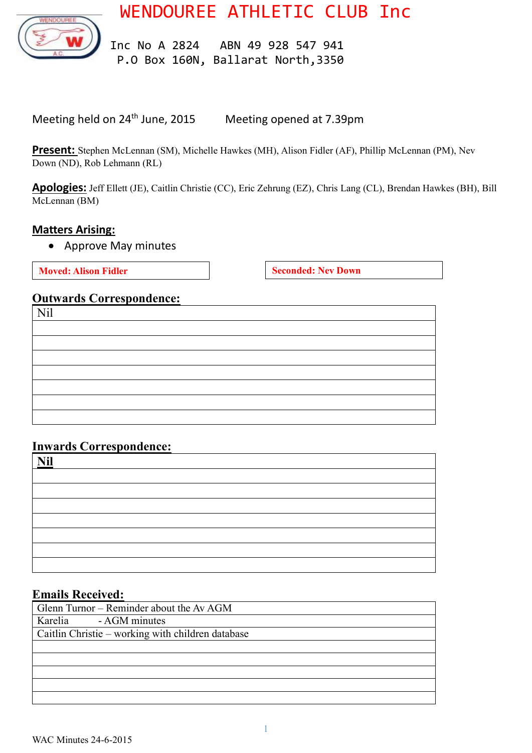# WENDOUREE ATHLETIC CLUB Inc

Inc No A 2824    ABN 49 928 547 941
P.O Box 160N, Ballarat North,3350

Meeting held on 24th June, 2015        Meeting opened at 7.39pm

**Present:** Stephen McLennan (SM), Michelle Hawkes (MH), Alison Fidler (AF), Phillip McLennan (PM), Nev Down (ND), Rob Lehmann (RL)

**Apologies:** Jeff Ellett (JE), Caitlin Christie (CC), Eric Zehrung (EZ), Chris Lang (CL), Brendan Hawkes (BH), Bill McLennan (BM)

## Matters Arising:

- Approve May minutes

| Moved: Alison Fidler | Seconded: Nev Down |
|---|---|

## Outwards Correspondence:

| Nil |
|---|

## Inwards Correspondence:

| **Nil** |
|---|

## Emails Received:

| |
|---|
| Glenn Turnor – Reminder about the Av AGM |
| Karelia - AGM minutes |
| Caitlin Christie – working with children database |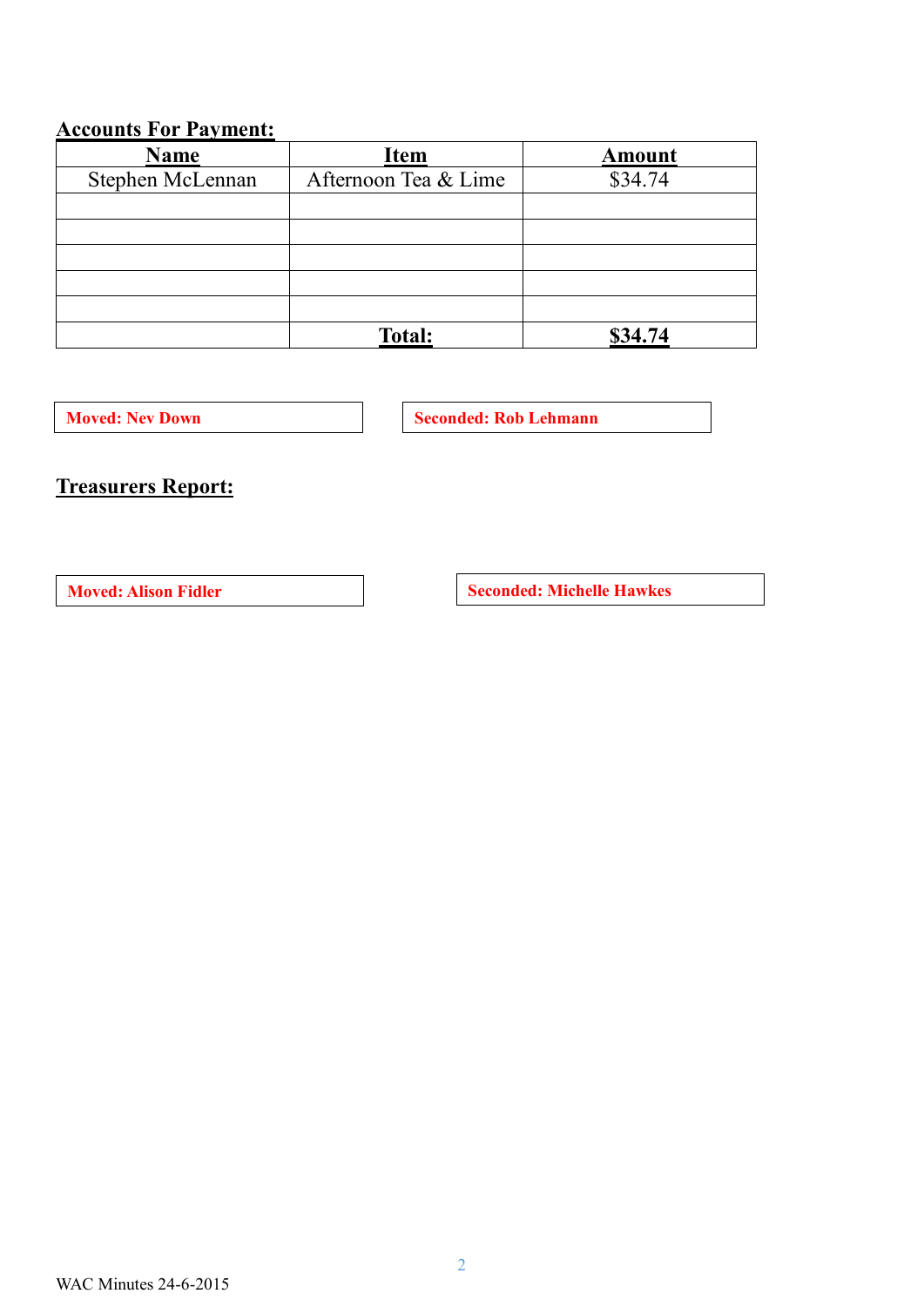## Accounts For Payment:

| Name | Item | Amount |
| --- | --- | --- |
| Stephen McLennan | Afternoon Tea & Lime | $34.74 |
| | | |
| | | |
| | | |
| | | |
| | | |
| | **Total:** | **$34.74** |

**Moved: Nev Down**

**Seconded: Rob Lehmann**

## Treasurers Report:

**Moved: Alison Fidler**

**Seconded: Michelle Hawkes**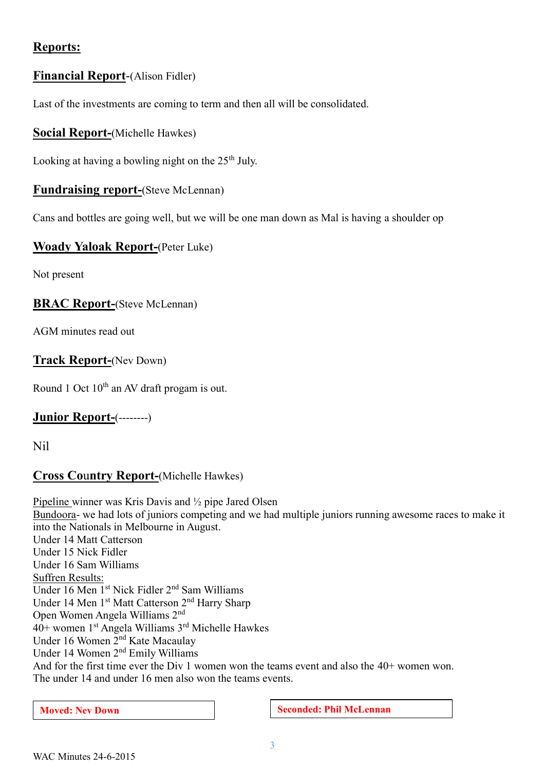## Reports:

### Financial Report-(Alison Fidler)

Last of the investments are coming to term and then all will be consolidated.

### Social Report-(Michelle Hawkes)

Looking at having a bowling night on the 25th July.

### Fundraising report-(Steve McLennan)

Cans and bottles are going well, but we will be one man down as Mal is having a shoulder op

### Woady Yaloak Report-(Peter Luke)

Not present

### BRAC Report-(Steve McLennan)

AGM minutes read out

### Track Report-(Nev Down)

Round 1 Oct 10th an AV draft progam is out.

### Junior Report-(--------)

Nil

### Cross Country Report-(Michelle Hawkes)

Pipeline winner was Kris Davis and ½ pipe Jared Olsen
Bundoora- we had lots of juniors competing and we had multiple juniors running awesome races to make it into the Nationals in Melbourne in August.
Under 14 Matt Catterson
Under 15 Nick Fidler
Under 16 Sam Williams
Suffren Results:
Under 16 Men 1st Nick Fidler 2nd Sam Williams
Under 14 Men 1st Matt Catterson 2nd Harry Sharp
Open Women Angela Williams 2nd
40+ women 1st Angela Williams 3rd Michelle Hawkes
Under 16 Women 2nd Kate Macaulay
Under 14 Women 2nd Emily Williams
And for the first time ever the Div 1 women won the teams event and also the 40+ women won.
The under 14 and under 16 men also won the teams events.

**Moved: Nev Down**

**Seconded: Phil McLennan**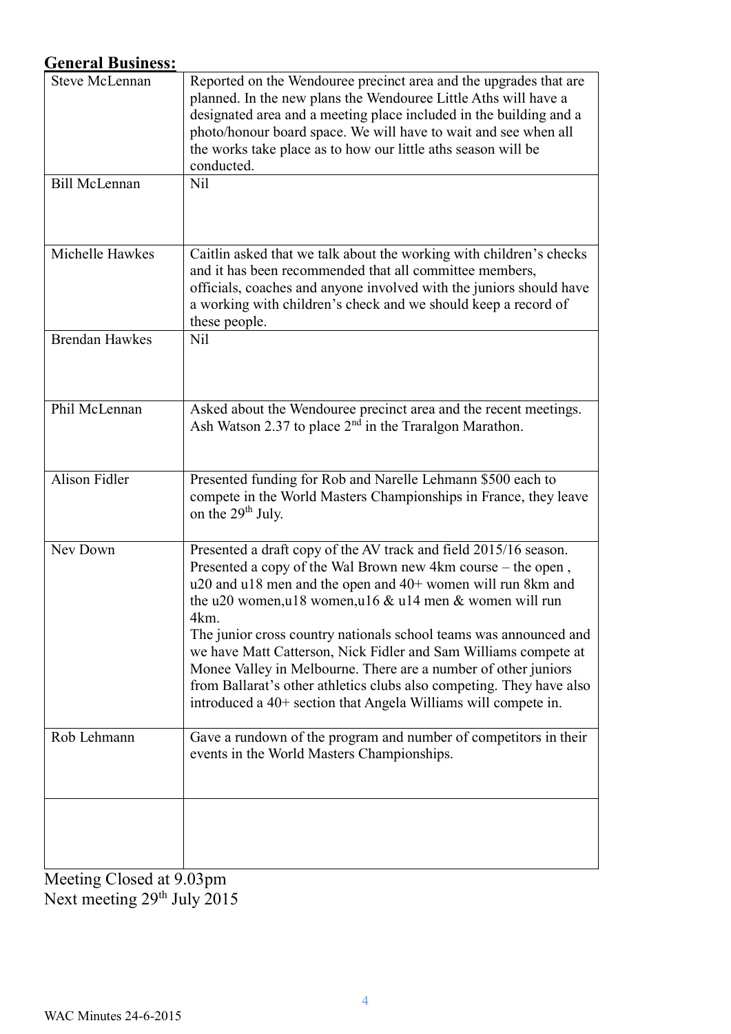## General Business:

| | |
|---|---|
| Steve McLennan | Reported on the Wendouree precinct area and the upgrades that are planned. In the new plans the Wendouree Little Aths will have a designated area and a meeting place included in the building and a photo/honour board space. We will have to wait and see when all the works take place as to how our little aths season will be conducted. |
| Bill McLennan | Nil |
| Michelle Hawkes | Caitlin asked that we talk about the working with children's checks and it has been recommended that all committee members, officials, coaches and anyone involved with the juniors should have a working with children's check and we should keep a record of these people. |
| Brendan Hawkes | Nil |
| Phil McLennan | Asked about the Wendouree precinct area and the recent meetings. Ash Watson 2.37 to place 2nd in the Traralgon Marathon. |
| Alison Fidler | Presented funding for Rob and Narelle Lehmann $500 each to compete in the World Masters Championships in France, they leave on the 29th July. |
| Nev Down | Presented a draft copy of the AV track and field 2015/16 season. Presented a copy of the Wal Brown new 4km course – the open , u20 and u18 men and the open and 40+ women will run 8km and the u20 women,u18 women,u16 & u14 men & women will run 4km. The junior cross country nationals school teams was announced and we have Matt Catterson, Nick Fidler and Sam Williams compete at Monee Valley in Melbourne. There are a number of other juniors from Ballarat's other athletics clubs also competing. They have also introduced a 40+ section that Angela Williams will compete in. |
| Rob Lehmann | Gave a rundown of the program and number of competitors in their events in the World Masters Championships. |
| | |

Meeting Closed at 9.03pm
Next meeting 29th July 2015